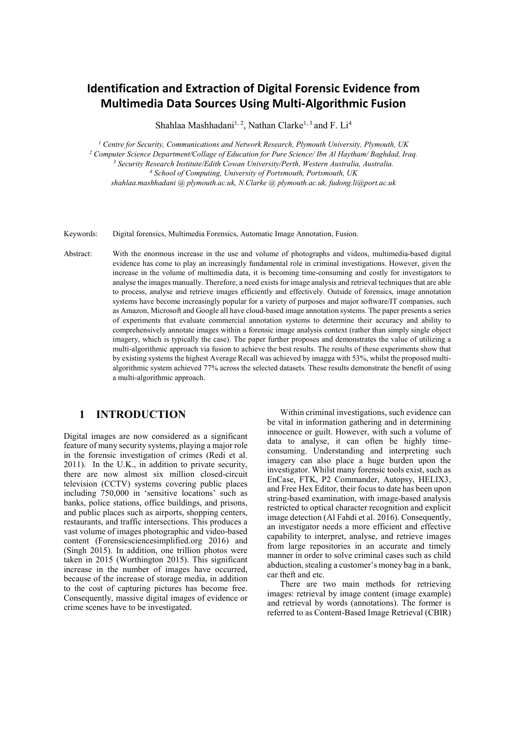# Identification and Extraction of Digital Forensic Evidence from Multimedia Data Sources Using Multi-Algorithmic Fusion

Shahlaa Mashhadani[1, 2], Nathan Clarke[1, 3] and F. Li[4]

[1] *Centre for Security, Communications and Network Research, Plymouth University, Plymouth, UK*
[2] *Computer Science Department/Collage of Education for Pure Science/ Ibn Al Haytham/ Baghdad, Iraq.*
[3] *Security Research Institute/Edith Cowan University/Perth, Western Australia, Australia.*
[4] *School of Computing, University of Portsmouth, Portsmouth, UK*
*shahlaa.mashhadani @ plymouth.ac.uk, N.Clarke @ plymouth.ac.uk, fudong.li@port.ac.uk*

Keywords: Digital forensics, Multimedia Forensics, Automatic Image Annotation, Fusion.

Abstract: With the enormous increase in the use and volume of photographs and videos, multimedia-based digital evidence has come to play an increasingly fundamental role in criminal investigations. However, given the increase in the volume of multimedia data, it is becoming time-consuming and costly for investigators to analyse the images manually. Therefore, a need exists for image analysis and retrieval techniques that are able to process, analyse and retrieve images efficiently and effectively. Outside of forensics, image annotation systems have become increasingly popular for a variety of purposes and major software/IT companies, such as Amazon, Microsoft and Google all have cloud-based image annotation systems. The paper presents a series of experiments that evaluate commercial annotation systems to determine their accuracy and ability to comprehensively annotate images within a forensic image analysis context (rather than simply single object imagery, which is typically the case). The paper further proposes and demonstrates the value of utilizing a multi-algorithmic approach via fusion to achieve the best results. The results of these experiments show that by existing systems the highest Average Recall was achieved by imagga with 53%, whilst the proposed multi-algorithmic system achieved 77% across the selected datasets. These results demonstrate the benefit of using a multi-algorithmic approach.

## 1 INTRODUCTION

Digital images are now considered as a significant feature of many security systems, playing a major role in the forensic investigation of crimes (Redi et al. 2011). In the U.K., in addition to private security, there are now almost six million closed-circuit television (CCTV) systems covering public places including 750,000 in 'sensitive locations' such as banks, police stations, office buildings, and prisons, and public places such as airports, shopping centers, restaurants, and traffic intersections. This produces a vast volume of images photographic and video-based content (Forensicsciencesimplified.org 2016) and (Singh 2015). In addition, one trillion photos were taken in 2015 (Worthington 2015). This significant increase in the number of images have occurred, because of the increase of storage media, in addition to the cost of capturing pictures has become free. Consequently, massive digital images of evidence or crime scenes have to be investigated.

Within criminal investigations, such evidence can be vital in information gathering and in determining innocence or guilt. However, with such a volume of data to analyse, it can often be highly time-consuming. Understanding and interpreting such imagery can also place a huge burden upon the investigator. Whilst many forensic tools exist, such as EnCase, FTK, P2 Commander, Autopsy, HELIX3, and Free Hex Editor, their focus to date has been upon string-based examination, with image-based analysis restricted to optical character recognition and explicit image detection (Al Fahdi et al. 2016). Consequently, an investigator needs a more efficient and effective capability to interpret, analyse, and retrieve images from large repositories in an accurate and timely manner in order to solve criminal cases such as child abduction, stealing a customer's money bag in a bank, car theft and etc.

There are two main methods for retrieving images: retrieval by image content (image example) and retrieval by words (annotations). The former is referred to as Content-Based Image Retrieval (CBIR)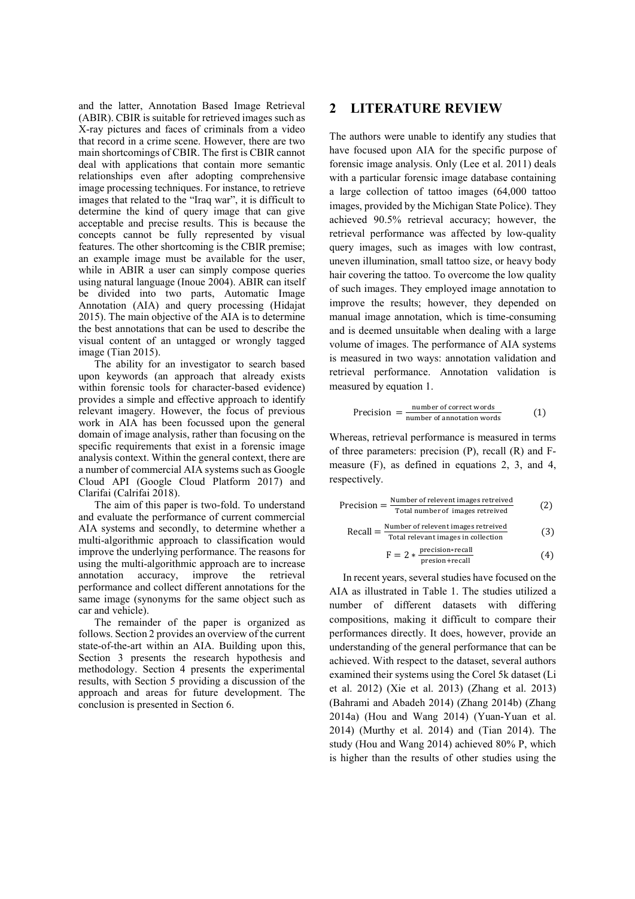and the latter, Annotation Based Image Retrieval (ABIR). CBIR is suitable for retrieved images such as X-ray pictures and faces of criminals from a video that record in a crime scene. However, there are two main shortcomings of CBIR. The first is CBIR cannot deal with applications that contain more semantic relationships even after adopting comprehensive image processing techniques. For instance, to retrieve images that related to the "Iraq war", it is difficult to determine the kind of query image that can give acceptable and precise results. This is because the concepts cannot be fully represented by visual features. The other shortcoming is the CBIR premise; an example image must be available for the user, while in ABIR a user can simply compose queries using natural language (Inoue 2004). ABIR can itself be divided into two parts, Automatic Image Annotation (AIA) and query processing (Hidajat 2015). The main objective of the AIA is to determine the best annotations that can be used to describe the visual content of an untagged or wrongly tagged image (Tian 2015).

The ability for an investigator to search based upon keywords (an approach that already exists within forensic tools for character-based evidence) provides a simple and effective approach to identify relevant imagery. However, the focus of previous work in AIA has been focussed upon the general domain of image analysis, rather than focusing on the specific requirements that exist in a forensic image analysis context. Within the general context, there are a number of commercial AIA systems such as Google Cloud API (Google Cloud Platform 2017) and Clarifai (Calrifai 2018).

The aim of this paper is two-fold. To understand and evaluate the performance of current commercial AIA systems and secondly, to determine whether a multi-algorithmic approach to classification would improve the underlying performance. The reasons for using the multi-algorithmic approach are to increase annotation accuracy, improve the retrieval performance and collect different annotations for the same image (synonyms for the same object such as car and vehicle).

The remainder of the paper is organized as follows. Section 2 provides an overview of the current state-of-the-art within an AIA. Building upon this, Section 3 presents the research hypothesis and methodology. Section 4 presents the experimental results, with Section 5 providing a discussion of the approach and areas for future development. The conclusion is presented in Section 6.

## 2 LITERATURE REVIEW

The authors were unable to identify any studies that have focused upon AIA for the specific purpose of forensic image analysis. Only (Lee et al. 2011) deals with a particular forensic image database containing a large collection of tattoo images (64,000 tattoo images, provided by the Michigan State Police). They achieved 90.5% retrieval accuracy; however, the retrieval performance was affected by low-quality query images, such as images with low contrast, uneven illumination, small tattoo size, or heavy body hair covering the tattoo. To overcome the low quality of such images. They employed image annotation to improve the results; however, they depended on manual image annotation, which is time-consuming and is deemed unsuitable when dealing with a large volume of images. The performance of AIA systems is measured in two ways: annotation validation and retrieval performance. Annotation validation is measured by equation 1.

$$\text{Precision} = \frac{\text{number of correct words}}{\text{number of annotation words}} \quad (1)$$

Whereas, retrieval performance is measured in terms of three parameters: precision (P), recall (R) and F-measure (F), as defined in equations 2, 3, and 4, respectively.

$$\text{Precision} = \frac{\text{Number of relevent images retreived}}{\text{Total number of images retreived}} \quad (2)$$

$$\text{Recall} = \frac{\text{Number of relevent images retreived}}{\text{Total relevant images in collection}} \quad (3)$$

$$\text{F} = 2 * \frac{\text{precision} * \text{recall}}{\text{presion} + \text{recall}} \quad (4)$$

In recent years, several studies have focused on the AIA as illustrated in Table 1. The studies utilized a number of different datasets with differing compositions, making it difficult to compare their performances directly. It does, however, provide an understanding of the general performance that can be achieved. With respect to the dataset, several authors examined their systems using the Corel 5k dataset (Li et al. 2012) (Xie et al. 2013) (Zhang et al. 2013) (Bahrami and Abadeh 2014) (Zhang 2014b) (Zhang 2014a) (Hou and Wang 2014) (Yuan-Yuan et al. 2014) (Murthy et al. 2014) and (Tian 2014). The study (Hou and Wang 2014) achieved 80% P, which is higher than the results of other studies using the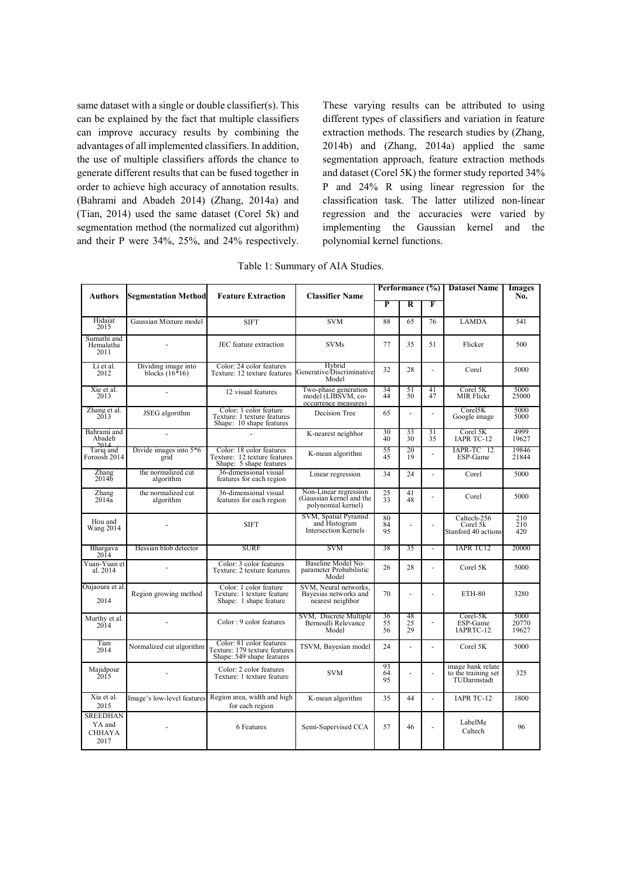same dataset with a single or double classifier(s). This can be explained by the fact that multiple classifiers can improve accuracy results by combining the advantages of all implemented classifiers. In addition, the use of multiple classifiers affords the chance to generate different results that can be fused together in order to achieve high accuracy of annotation results. (Bahrami and Abadeh 2014) (Zhang, 2014a) and (Tian, 2014) used the same dataset (Corel 5k) and segmentation method (the normalized cut algorithm) and their P were 34%, 25%, and 24% respectively. These varying results can be attributed to using different types of classifiers and variation in feature extraction methods. The research studies by (Zhang, 2014b) and (Zhang, 2014a) applied the same segmentation approach, feature extraction methods and dataset (Corel 5K) the former study reported 34% P and 24% R using linear regression for the classification task. The latter utilized non-linear regression and the accuracies were varied by implementing the Gaussian kernel and the polynomial kernel functions.

Table 1: Summary of AIA Studies.

| Authors | Segmentation Method | Feature Extraction | Classifier Name | Performance (%) | | | Dataset Name | Images No. |
|---|---|---|---|---|---|---|---|---|
| | | | | P | R | F | | |
| Hidajat 2015 | Gaussian Mixture model | SIFT | SVM | 88 | 65 | 76 | LAMDA | 541 |
| Sumathi and Hemalatha 2011 | - | JEC feature extraction | SVMs | 77 | 35 | 51 | Flicker | 500 |
| Li et al. 2012 | Dividing image into blocks (16*16) | Color: 24 color features Texture: 12 texture features | Hybrid Generative/Discriminative Model | 32 | 28 | - | Corel | 5000 |
| Xie et al. 2013 | - | 12 visual features | Two-phase generation model (LIBSVM, co-occurrence measures) | 34 44 | 51 50 | 41 47 | Corel 5K MIR Flickr | 5000 25000 |
| Zhang et al. 2013 | JSEG algorithm | Color: 1 color feature Texture: 1 texture features Shape: 10 shape features | Decision Tree | 65 | - | - | Corel5K Google image | 5000 5000 |
| Bahrami and Abadeh 2014 | - | - | K-nearest neighbor | 30 40 | 33 30 | 31 35 | Corel 5K IAPR TC-12 | 4999 19627 |
| Tariq and Foroosh 2014 | Divide images into 5*6 grid | Color: 18 color features Texture: 12 texture features Shape: 5 shape features | K-mean algorithm | 55 45 | 20 19 | - | IAPR-TC 12 ESP-Game | 19846 21844 |
| Zhang 2014b | the normalized cut algorithm | 36-dimensional visual features for each region | Linear regression | 34 | 24 | - | Corel | 5000 |
| Zhang 2014a | the normalized cut algorithm | 36-dimensional visual features for each region | Non-Linear regression (Gaussian kernel and the polynomial kernel) | 25 33 | 41 48 | - | Corel | 5000 |
| Hou and Wang 2014 | - | SIFT | SVM, Spatial Pyramid and Histogram Intersection Kernels | 80 84 95 | - | - | Caltech-256 Corel 5k Stanford 40 actions | 210 210 420 |
| Bhargava 2014 | Hessian blob detector | SURF | SVM | 38 | 35 | - | IAPR TC12 | 20000 |
| Yuan-Yuan et al. 2014 | - | Color: 3 color features Texture: 2 texture features | Baseline Model No-parameter Probabilistic Model | 26 | 28 | - | Corel 5K | 5000 |
| Oujaoura et al. 2014 | Region growing method | Color: 1 color feature Texture: 1 texture feature Shape: 1 shape feature | SVM, Neural networks, Bayesias networks and nearest neighbor | 70 | - | - | ETH-80 | 3280 |
| Murthy et al. 2014 | - | Color : 9 color features | SVM, Discrete Multiple Bernoulli Relevance Model | 36 55 56 | 48 25 29 | - | Corel-5K ESP-Game IAPRTC-12 | 5000 20770 19627 |
| Tian 2014 | Normalized cut algorithm | Color: 81 color features Texture: 179 texture features Shape: 549 shape features | TSVM, Bayesian model | 24 | - | - | Corel 5K | 5000 |
| Majidpour 2015 | - | Color: 2 color features Texture: 1 texture feature | SVM | 93 64 95 | - | - | image bank relate to the training set TUDarmstadt | 325 |
| Xia et al. 2015 | Image's low-level features | Region area, width and high for each region | K-mean algorithm | 35 | 44 | - | IAPR TC-12 | 1800 |
| SREEDHAN YA and CHHAYA 2017 | - | 6 Features | Semi-Supervised CCA | 57 | 46 | - | LabelMe Caltech | 96 |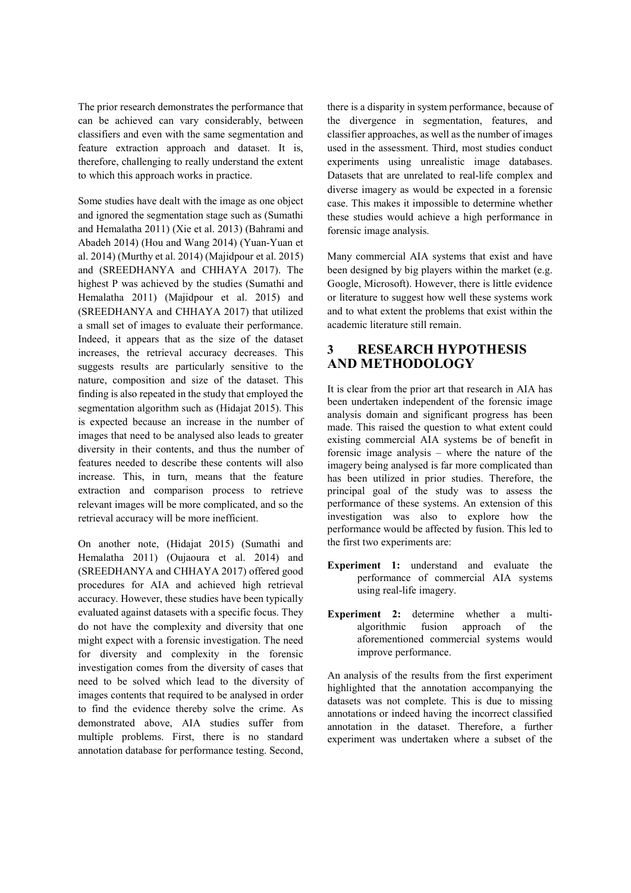The prior research demonstrates the performance that can be achieved can vary considerably, between classifiers and even with the same segmentation and feature extraction approach and dataset. It is, therefore, challenging to really understand the extent to which this approach works in practice.

Some studies have dealt with the image as one object and ignored the segmentation stage such as (Sumathi and Hemalatha 2011) (Xie et al. 2013) (Bahrami and Abadeh 2014) (Hou and Wang 2014) (Yuan-Yuan et al. 2014) (Murthy et al. 2014) (Majidpour et al. 2015) and (SREEDHANYA and CHHAYA 2017). The highest P was achieved by the studies (Sumathi and Hemalatha 2011) (Majidpour et al. 2015) and (SREEDHANYA and CHHAYA 2017) that utilized a small set of images to evaluate their performance. Indeed, it appears that as the size of the dataset increases, the retrieval accuracy decreases. This suggests results are particularly sensitive to the nature, composition and size of the dataset. This finding is also repeated in the study that employed the segmentation algorithm such as (Hidajat 2015). This is expected because an increase in the number of images that need to be analysed also leads to greater diversity in their contents, and thus the number of features needed to describe these contents will also increase. This, in turn, means that the feature extraction and comparison process to retrieve relevant images will be more complicated, and so the retrieval accuracy will be more inefficient.

On another note, (Hidajat 2015) (Sumathi and Hemalatha 2011) (Oujaoura et al. 2014) and (SREEDHANYA and CHHAYA 2017) offered good procedures for AIA and achieved high retrieval accuracy. However, these studies have been typically evaluated against datasets with a specific focus. They do not have the complexity and diversity that one might expect with a forensic investigation. The need for diversity and complexity in the forensic investigation comes from the diversity of cases that need to be solved which lead to the diversity of images contents that required to be analysed in order to find the evidence thereby solve the crime. As demonstrated above, AIA studies suffer from multiple problems. First, there is no standard annotation database for performance testing. Second, there is a disparity in system performance, because of the divergence in segmentation, features, and classifier approaches, as well as the number of images used in the assessment. Third, most studies conduct experiments using unrealistic image databases. Datasets that are unrelated to real-life complex and diverse imagery as would be expected in a forensic case. This makes it impossible to determine whether these studies would achieve a high performance in forensic image analysis.

Many commercial AIA systems that exist and have been designed by big players within the market (e.g. Google, Microsoft). However, there is little evidence or literature to suggest how well these systems work and to what extent the problems that exist within the academic literature still remain.

# 3 RESEARCH HYPOTHESIS AND METHODOLOGY

It is clear from the prior art that research in AIA has been undertaken independent of the forensic image analysis domain and significant progress has been made. This raised the question to what extent could existing commercial AIA systems be of benefit in forensic image analysis – where the nature of the imagery being analysed is far more complicated than has been utilized in prior studies. Therefore, the principal goal of the study was to assess the performance of these systems. An extension of this investigation was also to explore how the performance would be affected by fusion. This led to the first two experiments are:

**Experiment 1:** understand and evaluate the performance of commercial AIA systems using real-life imagery.

**Experiment 2:** determine whether a multi-algorithmic fusion approach of the aforementioned commercial systems would improve performance.

An analysis of the results from the first experiment highlighted that the annotation accompanying the datasets was not complete. This is due to missing annotations or indeed having the incorrect classified annotation in the dataset. Therefore, a further experiment was undertaken where a subset of the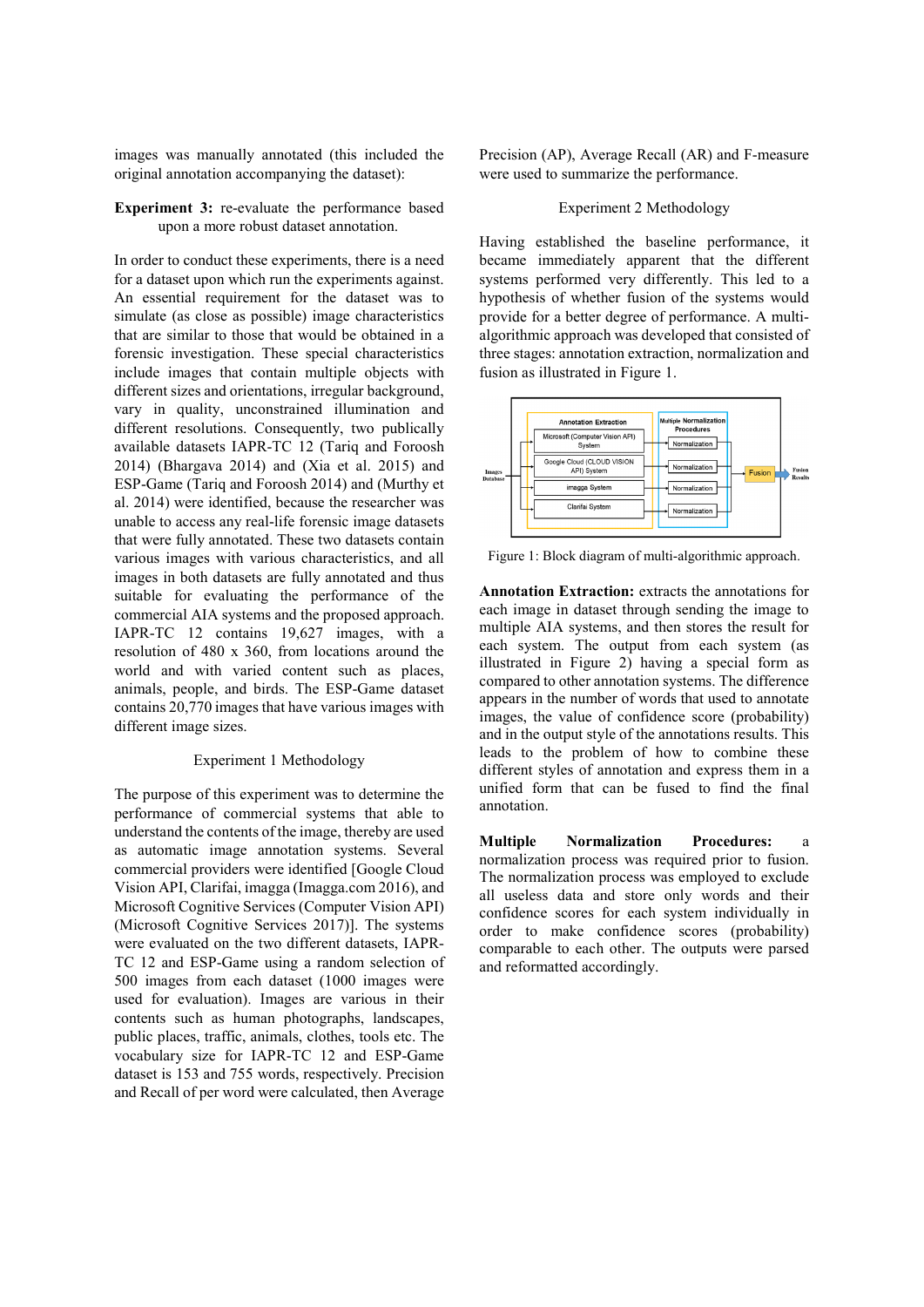images was manually annotated (this included the original annotation accompanying the dataset):

**Experiment 3:** re-evaluate the performance based upon a more robust dataset annotation.

In order to conduct these experiments, there is a need for a dataset upon which run the experiments against. An essential requirement for the dataset was to simulate (as close as possible) image characteristics that are similar to those that would be obtained in a forensic investigation. These special characteristics include images that contain multiple objects with different sizes and orientations, irregular background, vary in quality, unconstrained illumination and different resolutions. Consequently, two publically available datasets IAPR-TC 12 (Tariq and Foroosh 2014) (Bhargava 2014) and (Xia et al. 2015) and ESP-Game (Tariq and Foroosh 2014) and (Murthy et al. 2014) were identified, because the researcher was unable to access any real-life forensic image datasets that were fully annotated. These two datasets contain various images with various characteristics, and all images in both datasets are fully annotated and thus suitable for evaluating the performance of the commercial AIA systems and the proposed approach. IAPR-TC 12 contains 19,627 images, with a resolution of 480 x 360, from locations around the world and with varied content such as places, animals, people, and birds. The ESP-Game dataset contains 20,770 images that have various images with different image sizes.

### Experiment 1 Methodology

The purpose of this experiment was to determine the performance of commercial systems that able to understand the contents of the image, thereby are used as automatic image annotation systems. Several commercial providers were identified [Google Cloud Vision API, Clarifai, imagga (Imagga.com 2016), and Microsoft Cognitive Services (Computer Vision API) (Microsoft Cognitive Services 2017)]. The systems were evaluated on the two different datasets, IAPR-TC 12 and ESP-Game using a random selection of 500 images from each dataset (1000 images were used for evaluation). Images are various in their contents such as human photographs, landscapes, public places, traffic, animals, clothes, tools etc. The vocabulary size for IAPR-TC 12 and ESP-Game dataset is 153 and 755 words, respectively. Precision and Recall of per word were calculated, then Average Precision (AP), Average Recall (AR) and F-measure were used to summarize the performance.

### Experiment 2 Methodology

Having established the baseline performance, it became immediately apparent that the different systems performed very differently. This led to a hypothesis of whether fusion of the systems would provide for a better degree of performance. A multi-algorithmic approach was developed that consisted of three stages: annotation extraction, normalization and fusion as illustrated in Figure 1.

Figure 1: Block diagram of multi-algorithmic approach.

**Annotation Extraction:** extracts the annotations for each image in dataset through sending the image to multiple AIA systems, and then stores the result for each system. The output from each system (as illustrated in Figure 2) having a special form as compared to other annotation systems. The difference appears in the number of words that used to annotate images, the value of confidence score (probability) and in the output style of the annotations results. This leads to the problem of how to combine these different styles of annotation and express them in a unified form that can be fused to find the final annotation.

**Multiple Normalization Procedures:** a normalization process was required prior to fusion. The normalization process was employed to exclude all useless data and store only words and their confidence scores for each system individually in order to make confidence scores (probability) comparable to each other. The outputs were parsed and reformatted accordingly.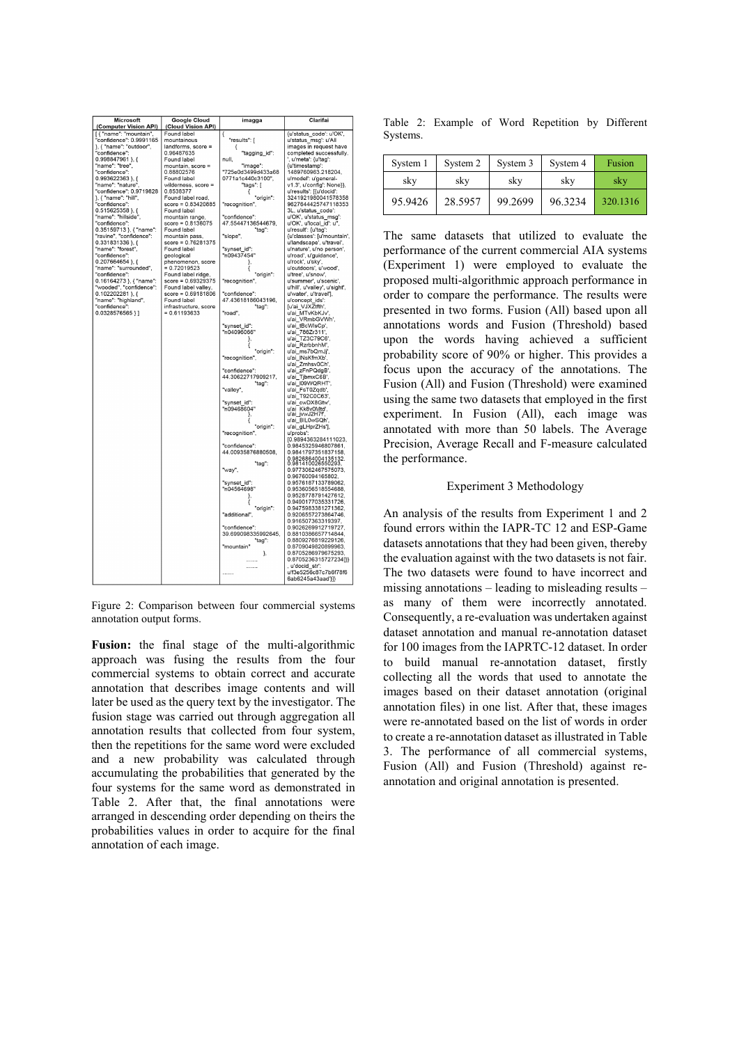| Microsoft (Computer Vision API) | Google Cloud (Cloud Vision API) | imagga | Clarifai |
|---|---|---|---|
| [ { "name": "mountain", "confidence": 0.9991165 }, { "name": "outdoor", "confidence": 0.998847961 }, { "name": "tree", "confidence": 0.993622363 }, { "name": "nature", "confidence": 0.9719828 }, { "name": "hill", "confidence": 0.515625358 }, { "name": "hillside", "confidence": 0.35159713 }, { "name": "ravine", "confidence": 0.331831336 }, { "name": "forest", "confidence": 0.207664654 }, { "name": "surrounded", "confidence": 0.16164273 }, { "name": "wooded", "confidence": 0.102202281 }, { "name": "highland", "confidence": 0.0328576565 } ] | Found label mountainous landforms, score = 0.96487635 Found label mountain, score = 0.88802576 Found label wilderness, score = 0.8538377 Found label road, score = 0.83420885 Found label mountain range, score = 0.8136075 Found label mountain pass, score = 0.76281375 Found label geological phenomenon, score = 0.72019523 Found label ridge, score = 0.69329375 Found label valley, score = 0.69181806 Found label infrastructure, score = 0.61193633 | { "results": [ { "tagging_id": null, "image": "725e0d3499d433a68 0771a1c440c3100", "tags": [ { "origin": "recognition", "confidence": 47.55447136544679, "tag": "slope", "synset_id": "n09437454" }, { "origin": "recognition", "confidence": 47.43618186043196, "tag": "road", "synset_id": "n04096066" }, { "origin": "recognition", "confidence": 44.30622717909217, "tag": "valley", "synset_id": "n09468604" }, { "origin": "recognition", "confidence": 44.00935876880508, "tag": "way", "synset_id": "n04564698" }, { "origin": "additional", "confidence": 39.699098335992645, "tag": "mountain" }, ...... ...... ...... | {u'status_code': u'OK', u'status_msg': u'All images in request have completed successfully. ', u'meta': {u'tag': {u'timestamp': 1489760963.218204, u'model': u'general-v1.3', u'config': None}}, u'results': [{u'docid': 3241921980041578358 9627644425747118353 3L, u'status_code': u'OK', u'status_msg': u'OK', u'local_id': u'', u'result': {u'tag': {u'classes': [u'mountain', u'landscape', u'travel', u'nature', u'no person', u'road', u'guidance', u'rock', u'sky', u'outdoors', u'wood', u'tree', u'snow', u'summer', u'scenic', u'hill', u'valley', u'sight', u'water', u'travel'], u'concept_ids': [u'ai_VJXZtfth', u'ai_MTvKbKJv', u'ai_VRmbGVWh', u'ai_tBcWlsCp', u'ai_786Zr311', u'ai_TZ3C79C6', u'ai_RzrbbnhM', u'ai_ms7bQmJJ', u'ai_lNsKfmXb', u'ai_ZmhsvOCh', u'ai_zFnPQdgB', u'ai_TjbmxC6B', u'ai_l09WQRHT', u'ai_FsT0Zqdb', u'ai_T92C0C63', u'ai_cwDX8Gtw', u'ai_Kk8v0Mtd', u'ai_jvwJ2H7f', u'ai_BlL0wSQh', u'ai_gLHprZHs'], u'probs': [0.9894363284111023, 0.9845325946807861, 0.9841797351837158, 0.9826864004135132, 0.981410026550293, 0.9773062467575073, 0.96760094165802, 0.9576187133789062, 0.9536056518554688, 0.9528778791427612, 0.9490177035331726, 0.9475983381271362, 0.9206557273864746, 0.916507363319397, 0.9026269912719727, 0.8810366657714844, 0.8809276819229126, 0.8709049820899963, 0.8705286979675293, 0.8705236315727234]}}, u'docid_str': u'f3e5256c87c7b6f78f6 6ab6245a43aad'}]} |

Figure 2: Comparison between four commercial systems annotation output forms.

**Fusion:** the final stage of the multi-algorithmic approach was fusing the results from the four commercial systems to obtain correct and accurate annotation that describes image contents and will later be used as the query text by the investigator. The fusion stage was carried out through aggregation all annotation results that collected from four system, then the repetitions for the same word were excluded and a new probability was calculated through accumulating the probabilities that generated by the four systems for the same word as demonstrated in Table 2. After that, the final annotations were arranged in descending order depending on theirs the probabilities values in order to acquire for the final annotation of each image.

Table 2: Example of Word Repetition by Different Systems.

| System 1 | System 2 | System 3 | System 4 | Fusion |
|---|---|---|---|---|
| sky | sky | sky | sky | sky |
| 95.9426 | 28.5957 | 99.2699 | 96.3234 | 320.1316 |

The same datasets that utilized to evaluate the performance of the current commercial AIA systems (Experiment 1) were employed to evaluate the proposed multi-algorithmic approach performance in order to compare the performance. The results were presented in two forms. Fusion (All) based upon all annotations words and Fusion (Threshold) based upon the words having achieved a sufficient probability score of 90% or higher. This provides a focus upon the accuracy of the annotations. The Fusion (All) and Fusion (Threshold) were examined using the same two datasets that employed in the first experiment. In Fusion (All), each image was annotated with more than 50 labels. The Average Precision, Average Recall and F-measure calculated the performance.

### Experiment 3 Methodology

An analysis of the results from Experiment 1 and 2 found errors within the IAPR-TC 12 and ESP-Game datasets annotations that they had been given, thereby the evaluation against with the two datasets is not fair. The two datasets were found to have incorrect and missing annotations – leading to misleading results – as many of them were incorrectly annotated. Consequently, a re-evaluation was undertaken against dataset annotation and manual re-annotation dataset for 100 images from the IAPRTC-12 dataset. In order to build manual re-annotation dataset, firstly collecting all the words that used to annotate the images based on their dataset annotation (original annotation files) in one list. After that, these images were re-annotated based on the list of words in order to create a re-annotation dataset as illustrated in Table 3. The performance of all commercial systems, Fusion (All) and Fusion (Threshold) against re-annotation and original annotation is presented.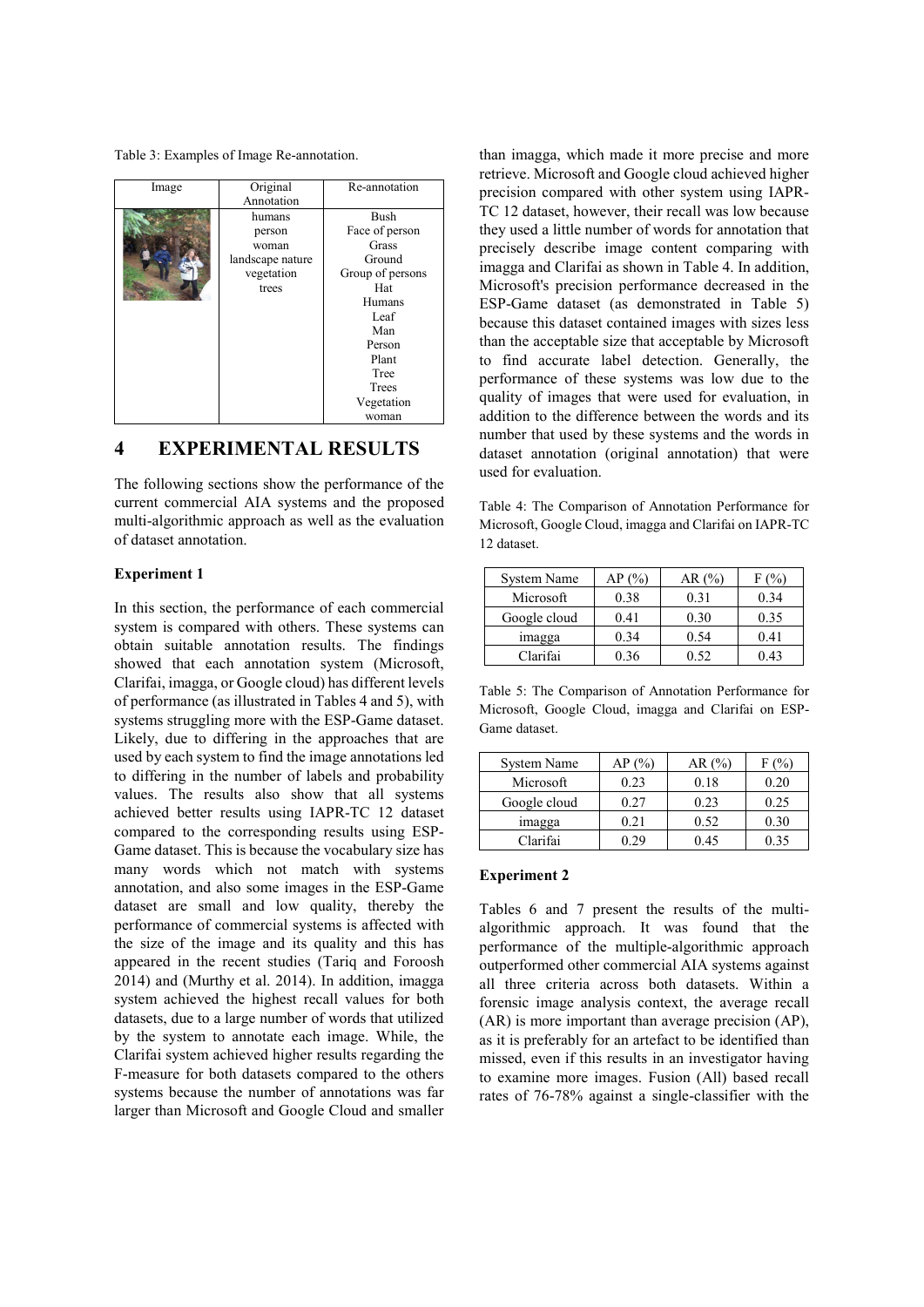Table 3: Examples of Image Re-annotation.

| Image | Original Annotation | Re-annotation |
| --- | --- | --- |
| | humans<br>person<br>woman<br>landscape nature<br>vegetation<br>trees | Bush<br>Face of person<br>Grass<br>Ground<br>Group of persons<br>Hat<br>Humans<br>Leaf<br>Man<br>Person<br>Plant<br>Tree<br>Trees<br>Vegetation<br>woman |

## 4 EXPERIMENTAL RESULTS

The following sections show the performance of the current commercial AIA systems and the proposed multi-algorithmic approach as well as the evaluation of dataset annotation.

**Experiment 1**

In this section, the performance of each commercial system is compared with others. These systems can obtain suitable annotation results. The findings showed that each annotation system (Microsoft, Clarifai, imagga, or Google cloud) has different levels of performance (as illustrated in Tables 4 and 5), with systems struggling more with the ESP-Game dataset. Likely, due to differing in the approaches that are used by each system to find the image annotations led to differing in the number of labels and probability values. The results also show that all systems achieved better results using IAPR-TC 12 dataset compared to the corresponding results using ESP-Game dataset. This is because the vocabulary size has many words which not match with systems annotation, and also some images in the ESP-Game dataset are small and low quality, thereby the performance of commercial systems is affected with the size of the image and its quality and this has appeared in the recent studies (Tariq and Foroosh 2014) and (Murthy et al. 2014). In addition, imagga system achieved the highest recall values for both datasets, due to a large number of words that utilized by the system to annotate each image. While, the Clarifai system achieved higher results regarding the F-measure for both datasets compared to the others systems because the number of annotations was far larger than Microsoft and Google Cloud and smaller than imagga, which made it more precise and more retrieve. Microsoft and Google cloud achieved higher precision compared with other system using IAPR-TC 12 dataset, however, their recall was low because they used a little number of words for annotation that precisely describe image content comparing with imagga and Clarifai as shown in Table 4. In addition, Microsoft's precision performance decreased in the ESP-Game dataset (as demonstrated in Table 5) because this dataset contained images with sizes less than the acceptable size that acceptable by Microsoft to find accurate label detection. Generally, the performance of these systems was low due to the quality of images that were used for evaluation, in addition to the difference between the words and its number that used by these systems and the words in dataset annotation (original annotation) that were used for evaluation.

Table 4: The Comparison of Annotation Performance for Microsoft, Google Cloud, imagga and Clarifai on IAPR-TC 12 dataset.

| System Name | AP (%) | AR (%) | F (%) |
| --- | --- | --- | --- |
| Microsoft | 0.38 | 0.31 | 0.34 |
| Google cloud | 0.41 | 0.30 | 0.35 |
| imagga | 0.34 | 0.54 | 0.41 |
| Clarifai | 0.36 | 0.52 | 0.43 |

Table 5: The Comparison of Annotation Performance for Microsoft, Google Cloud, imagga and Clarifai on ESP-Game dataset.

| System Name | AP (%) | AR (%) | F (%) |
| --- | --- | --- | --- |
| Microsoft | 0.23 | 0.18 | 0.20 |
| Google cloud | 0.27 | 0.23 | 0.25 |
| imagga | 0.21 | 0.52 | 0.30 |
| Clarifai | 0.29 | 0.45 | 0.35 |

**Experiment 2**

Tables 6 and 7 present the results of the multi-algorithmic approach. It was found that the performance of the multiple-algorithmic approach outperformed other commercial AIA systems against all three criteria across both datasets. Within a forensic image analysis context, the average recall (AR) is more important than average precision (AP), as it is preferably for an artefact to be identified than missed, even if this results in an investigator having to examine more images. Fusion (All) based recall rates of 76-78% against a single-classifier with the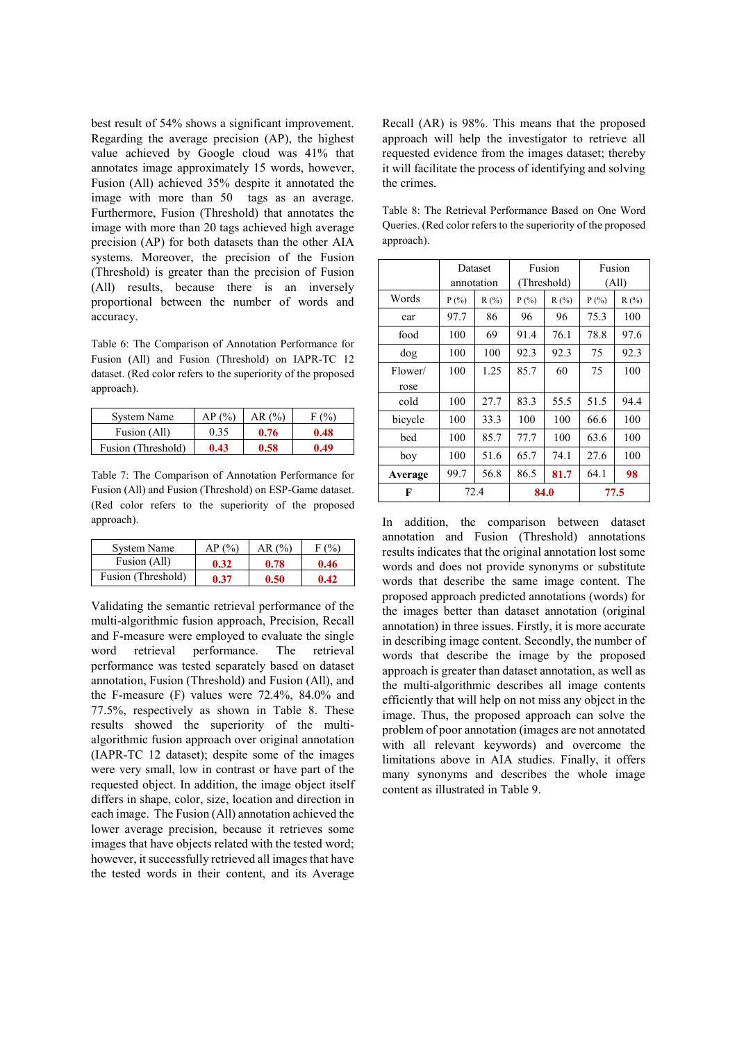best result of 54% shows a significant improvement. Regarding the average precision (AP), the highest value achieved by Google cloud was 41% that annotates image approximately 15 words, however, Fusion (All) achieved 35% despite it annotated the image with more than 50 tags as an average. Furthermore, Fusion (Threshold) that annotates the image with more than 20 tags achieved high average precision (AP) for both datasets than the other AIA systems. Moreover, the precision of the Fusion (Threshold) is greater than the precision of Fusion (All) results, because there is an inversely proportional between the number of words and accuracy.

Table 6: The Comparison of Annotation Performance for Fusion (All) and Fusion (Threshold) on IAPR-TC 12 dataset. (Red color refers to the superiority of the proposed approach).

| System Name | AP (%) | AR (%) | F (%) |
|---|---|---|---|
| Fusion (All) | 0.35 | **0.76** | **0.48** |
| Fusion (Threshold) | **0.43** | **0.58** | **0.49** |

Table 7: The Comparison of Annotation Performance for Fusion (All) and Fusion (Threshold) on ESP-Game dataset. (Red color refers to the superiority of the proposed approach).

| System Name | AP (%) | AR (%) | F (%) |
|---|---|---|---|
| Fusion (All) | **0.32** | **0.78** | **0.46** |
| Fusion (Threshold) | **0.37** | **0.50** | **0.42** |

Validating the semantic retrieval performance of the multi-algorithmic fusion approach, Precision, Recall and F-measure were employed to evaluate the single word retrieval performance. The retrieval performance was tested separately based on dataset annotation, Fusion (Threshold) and Fusion (All), and the F-measure (F) values were 72.4%, 84.0% and 77.5%, respectively as shown in Table 8. These results showed the superiority of the multi-algorithmic fusion approach over original annotation (IAPR-TC 12 dataset); despite some of the images were very small, low in contrast or have part of the requested object. In addition, the image object itself differs in shape, color, size, location and direction in each image. The Fusion (All) annotation achieved the lower average precision, because it retrieves some images that have objects related with the tested word; however, it successfully retrieved all images that have the tested words in their content, and its Average Recall (AR) is 98%. This means that the proposed approach will help the investigator to retrieve all requested evidence from the images dataset; thereby it will facilitate the process of identifying and solving the crimes.

Table 8: The Retrieval Performance Based on One Word Queries. (Red color refers to the superiority of the proposed approach).

| | Dataset annotation | | Fusion (Threshold) | | Fusion (All) | |
|---|---|---|---|---|---|---|
| Words | P (%) | R (%) | P (%) | R (%) | P (%) | R (%) |
| car | 97.7 | 86 | 96 | 96 | 75.3 | 100 |
| food | 100 | 69 | 91.4 | 76.1 | 78.8 | 97.6 |
| dog | 100 | 100 | 92.3 | 92.3 | 75 | 92.3 |
| Flower/ rose | 100 | 1.25 | 85.7 | 60 | 75 | 100 |
| cold | 100 | 27.7 | 83.3 | 55.5 | 51.5 | 94.4 |
| bicycle | 100 | 33.3 | 100 | 100 | 66.6 | 100 |
| bed | 100 | 85.7 | 77.7 | 100 | 63.6 | 100 |
| boy | 100 | 51.6 | 65.7 | 74.1 | 27.6 | 100 |
| **Average** | 99.7 | 56.8 | 86.5 | **81.7** | 64.1 | **98** |
| **F** | 72.4 | | **84.0** | | **77.5** | |

In addition, the comparison between dataset annotation and Fusion (Threshold) annotations results indicates that the original annotation lost some words and does not provide synonyms or substitute words that describe the same image content. The proposed approach predicted annotations (words) for the images better than dataset annotation (original annotation) in three issues. Firstly, it is more accurate in describing image content. Secondly, the number of words that describe the image by the proposed approach is greater than dataset annotation, as well as the multi-algorithmic describes all image contents efficiently that will help on not miss any object in the image. Thus, the proposed approach can solve the problem of poor annotation (images are not annotated with all relevant keywords) and overcome the limitations above in AIA studies. Finally, it offers many synonyms and describes the whole image content as illustrated in Table 9.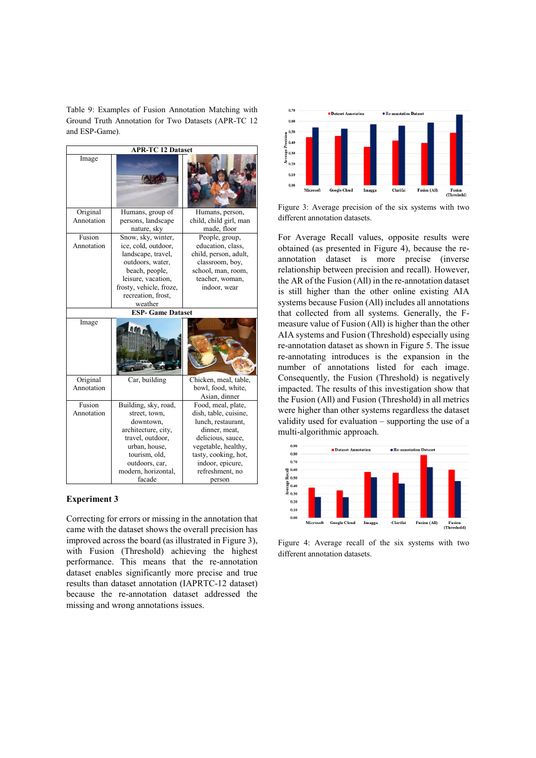Table 9: Examples of Fusion Annotation Matching with Ground Truth Annotation for Two Datasets (APR-TC 12 and ESP-Game).

| APR-TC 12 Dataset | | |
|---|---|---|
| Image | | |
| Original Annotation | Humans, group of persons, landscape nature, sky | Humans, person, child, child girl, man made, floor |
| Fusion Annotation | Snow, sky, winter, ice, cold, outdoor, landscape, travel, outdoors, water, beach, people, leisure, vacation, frosty, vehicle, froze, recreation, frost, weather | People, group, education, class, child, person, adult, classroom, boy, school, man, room, teacher, woman, indoor, wear |
| **ESP- Game Dataset** | | |
| Image | | |
| Original Annotation | Car, building | Chicken, meal, table, bowl, food, white, Asian, dinner |
| Fusion Annotation | Building, sky, road, street, town, downtown, architecture, city, travel, outdoor, urban, house, tourism, old, outdoors, car, modern, horizontal, facade | Food, meal, plate, dish, table, cuisine, lunch, restaurant, dinner, meat, delicious, sauce, vegetable, healthy, tasty, cooking, hot, indoor, epicure, refreshment, no person |

### Experiment 3

Correcting for errors or missing in the annotation that came with the dataset shows the overall precision has improved across the board (as illustrated in Figure 3), with Fusion (Threshold) achieving the highest performance. This means that the re-annotation dataset enables significantly more precise and true results than dataset annotation (IAPRTC-12 dataset) because the re-annotation dataset addressed the missing and wrong annotations issues.

Figure 3: Average precision of the six systems with two different annotation datasets.

For Average Recall values, opposite results were obtained (as presented in Figure 4), because the re-annotation dataset is more precise (inverse relationship between precision and recall). However, the AR of the Fusion (All) in the re-annotation dataset is still higher than the other online existing AIA systems because Fusion (All) includes all annotations that collected from all systems. Generally, the F-measure value of Fusion (All) is higher than the other AIA systems and Fusion (Threshold) especially using re-annotation dataset as shown in Figure 5. The issue re-annotating introduces is the expansion in the number of annotations listed for each image. Consequently, the Fusion (Threshold) is negatively impacted. The results of this investigation show that the Fusion (All) and Fusion (Threshold) in all metrics were higher than other systems regardless the dataset validity used for evaluation – supporting the use of a multi-algorithmic approach.

Figure 4: Average recall of the six systems with two different annotation datasets.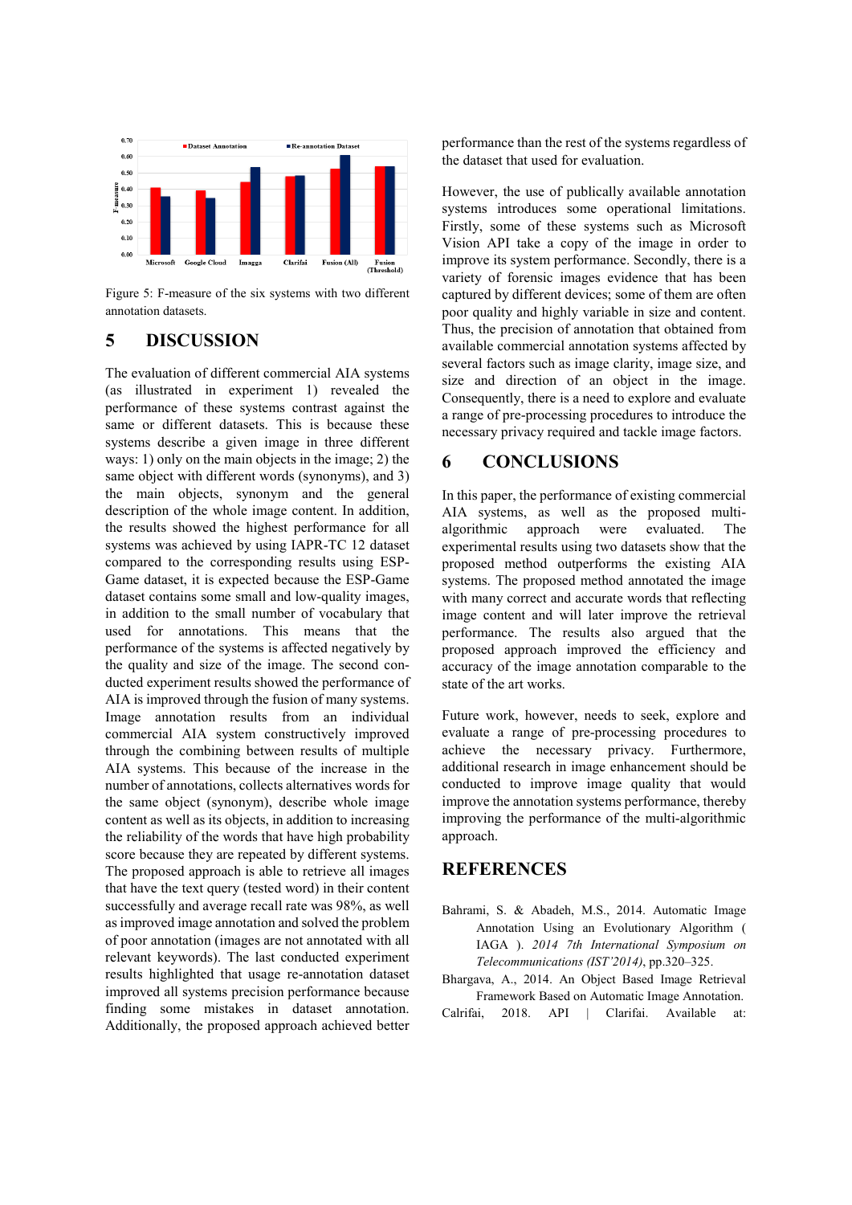Figure 5: F-measure of the six systems with two different annotation datasets.

## 5 DISCUSSION

The evaluation of different commercial AIA systems (as illustrated in experiment 1) revealed the performance of these systems contrast against the same or different datasets. This is because these systems describe a given image in three different ways: 1) only on the main objects in the image; 2) the same object with different words (synonyms), and 3) the main objects, synonym and the general description of the whole image content. In addition, the results showed the highest performance for all systems was achieved by using IAPR-TC 12 dataset compared to the corresponding results using ESP-Game dataset, it is expected because the ESP-Game dataset contains some small and low-quality images, in addition to the small number of vocabulary that used for annotations. This means that the performance of the systems is affected negatively by the quality and size of the image. The second conducted experiment results showed the performance of AIA is improved through the fusion of many systems. Image annotation results from an individual commercial AIA system constructively improved through the combining between results of multiple AIA systems. This because of the increase in the number of annotations, collects alternatives words for the same object (synonym), describe whole image content as well as its objects, in addition to increasing the reliability of the words that have high probability score because they are repeated by different systems. The proposed approach is able to retrieve all images that have the text query (tested word) in their content successfully and average recall rate was 98%, as well as improved image annotation and solved the problem of poor annotation (images are not annotated with all relevant keywords). The last conducted experiment results highlighted that usage re-annotation dataset improved all systems precision performance because finding some mistakes in dataset annotation. Additionally, the proposed approach achieved better performance than the rest of the systems regardless of the dataset that used for evaluation.

However, the use of publically available annotation systems introduces some operational limitations. Firstly, some of these systems such as Microsoft Vision API take a copy of the image in order to improve its system performance. Secondly, there is a variety of forensic images evidence that has been captured by different devices; some of them are often poor quality and highly variable in size and content. Thus, the precision of annotation that obtained from available commercial annotation systems affected by several factors such as image clarity, image size, and size and direction of an object in the image. Consequently, there is a need to explore and evaluate a range of pre-processing procedures to introduce the necessary privacy required and tackle image factors.

## 6 CONCLUSIONS

In this paper, the performance of existing commercial AIA systems, as well as the proposed multi-algorithmic approach were evaluated. The experimental results using two datasets show that the proposed method outperforms the existing AIA systems. The proposed method annotated the image with many correct and accurate words that reflecting image content and will later improve the retrieval performance. The results also argued that the proposed approach improved the efficiency and accuracy of the image annotation comparable to the state of the art works.

Future work, however, needs to seek, explore and evaluate a range of pre-processing procedures to achieve the necessary privacy. Furthermore, additional research in image enhancement should be conducted to improve image quality that would improve the annotation systems performance, thereby improving the performance of the multi-algorithmic approach.

## REFERENCES

Bahrami, S. & Abadeh, M.S., 2014. Automatic Image Annotation Using an Evolutionary Algorithm ( IAGA ). *2014 7th International Symposium on Telecommunications (IST'2014)*, pp.320–325.

Bhargava, A., 2014. An Object Based Image Retrieval Framework Based on Automatic Image Annotation.

Calrifai, 2018. API | Clarifai. Available at: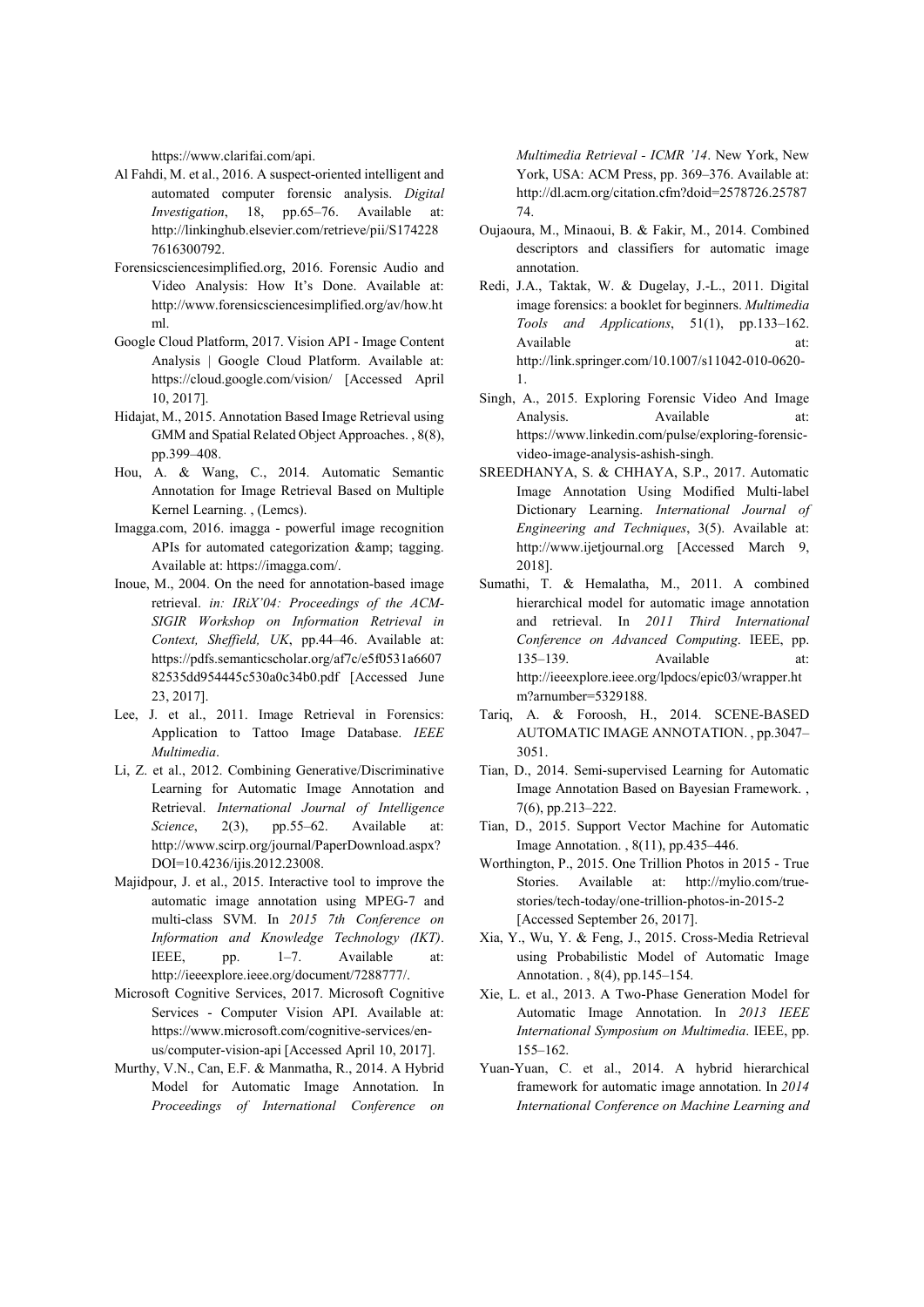https://www.clarifai.com/api.

Al Fahdi, M. et al., 2016. A suspect-oriented intelligent and automated computer forensic analysis. *Digital Investigation*, 18, pp.65–76. Available at: http://linkinghub.elsevier.com/retrieve/pii/S1742287616300792.

Forensicsciencesimplified.org, 2016. Forensic Audio and Video Analysis: How It's Done. Available at: http://www.forensicsciencesimplified.org/av/how.html.

Google Cloud Platform, 2017. Vision API - Image Content Analysis | Google Cloud Platform. Available at: https://cloud.google.com/vision/ [Accessed April 10, 2017].

Hidajat, M., 2015. Annotation Based Image Retrieval using GMM and Spatial Related Object Approaches. , 8(8), pp.399–408.

Hou, A. & Wang, C., 2014. Automatic Semantic Annotation for Image Retrieval Based on Multiple Kernel Learning. , (Lemcs).

Imagga.com, 2016. imagga - powerful image recognition APIs for automated categorization &amp; tagging. Available at: https://imagga.com/.

Inoue, M., 2004. On the need for annotation-based image retrieval. *in: IRiX'04: Proceedings of the ACM-SIGIR Workshop on Information Retrieval in Context, Sheffield, UK*, pp.44–46. Available at: https://pdfs.semanticscholar.org/af7c/e5f0531a660782535dd954445c530a0c34b0.pdf [Accessed June 23, 2017].

Lee, J. et al., 2011. Image Retrieval in Forensics: Application to Tattoo Image Database. *IEEE Multimedia*.

Li, Z. et al., 2012. Combining Generative/Discriminative Learning for Automatic Image Annotation and Retrieval. *International Journal of Intelligence Science*, 2(3), pp.55–62. Available at: http://www.scirp.org/journal/PaperDownload.aspx?DOI=10.4236/ijis.2012.23008.

Majidpour, J. et al., 2015. Interactive tool to improve the automatic image annotation using MPEG-7 and multi-class SVM. In *2015 7th Conference on Information and Knowledge Technology (IKT)*. IEEE, pp. 1–7. Available at: http://ieeexplore.ieee.org/document/7288777/.

Microsoft Cognitive Services, 2017. Microsoft Cognitive Services - Computer Vision API. Available at: https://www.microsoft.com/cognitive-services/en-us/computer-vision-api [Accessed April 10, 2017].

Murthy, V.N., Can, E.F. & Manmatha, R., 2014. A Hybrid Model for Automatic Image Annotation. In *Proceedings of International Conference on Multimedia Retrieval - ICMR '14*. New York, New York, USA: ACM Press, pp. 369–376. Available at: http://dl.acm.org/citation.cfm?doid=2578726.2578774.

Oujaoura, M., Minaoui, B. & Fakir, M., 2014. Combined descriptors and classifiers for automatic image annotation.

Redi, J.A., Taktak, W. & Dugelay, J.-L., 2011. Digital image forensics: a booklet for beginners. *Multimedia Tools and Applications*, 51(1), pp.133–162. Available at: http://link.springer.com/10.1007/s11042-010-0620-1.

Singh, A., 2015. Exploring Forensic Video And Image Analysis. Available at: https://www.linkedin.com/pulse/exploring-forensic-video-image-analysis-ashish-singh.

SREEDHANYA, S. & CHHAYA, S.P., 2017. Automatic Image Annotation Using Modified Multi-label Dictionary Learning. *International Journal of Engineering and Techniques*, 3(5). Available at: http://www.ijetjournal.org [Accessed March 9, 2018].

Sumathi, T. & Hemalatha, M., 2011. A combined hierarchical model for automatic image annotation and retrieval. In *2011 Third International Conference on Advanced Computing*. IEEE, pp. 135–139. Available at: http://ieeexplore.ieee.org/lpdocs/epic03/wrapper.htm?arnumber=5329188.

Tariq, A. & Foroosh, H., 2014. SCENE-BASED AUTOMATIC IMAGE ANNOTATION. , pp.3047–3051.

Tian, D., 2014. Semi-supervised Learning for Automatic Image Annotation Based on Bayesian Framework. , 7(6), pp.213–222.

Tian, D., 2015. Support Vector Machine for Automatic Image Annotation. , 8(11), pp.435–446.

Worthington, P., 2015. One Trillion Photos in 2015 - True Stories. Available at: http://mylio.com/true-stories/tech-today/one-trillion-photos-in-2015-2 [Accessed September 26, 2017].

Xia, Y., Wu, Y. & Feng, J., 2015. Cross-Media Retrieval using Probabilistic Model of Automatic Image Annotation. , 8(4), pp.145–154.

Xie, L. et al., 2013. A Two-Phase Generation Model for Automatic Image Annotation. In *2013 IEEE International Symposium on Multimedia*. IEEE, pp. 155–162.

Yuan-Yuan, C. et al., 2014. A hybrid hierarchical framework for automatic image annotation. In *2014 International Conference on Machine Learning and*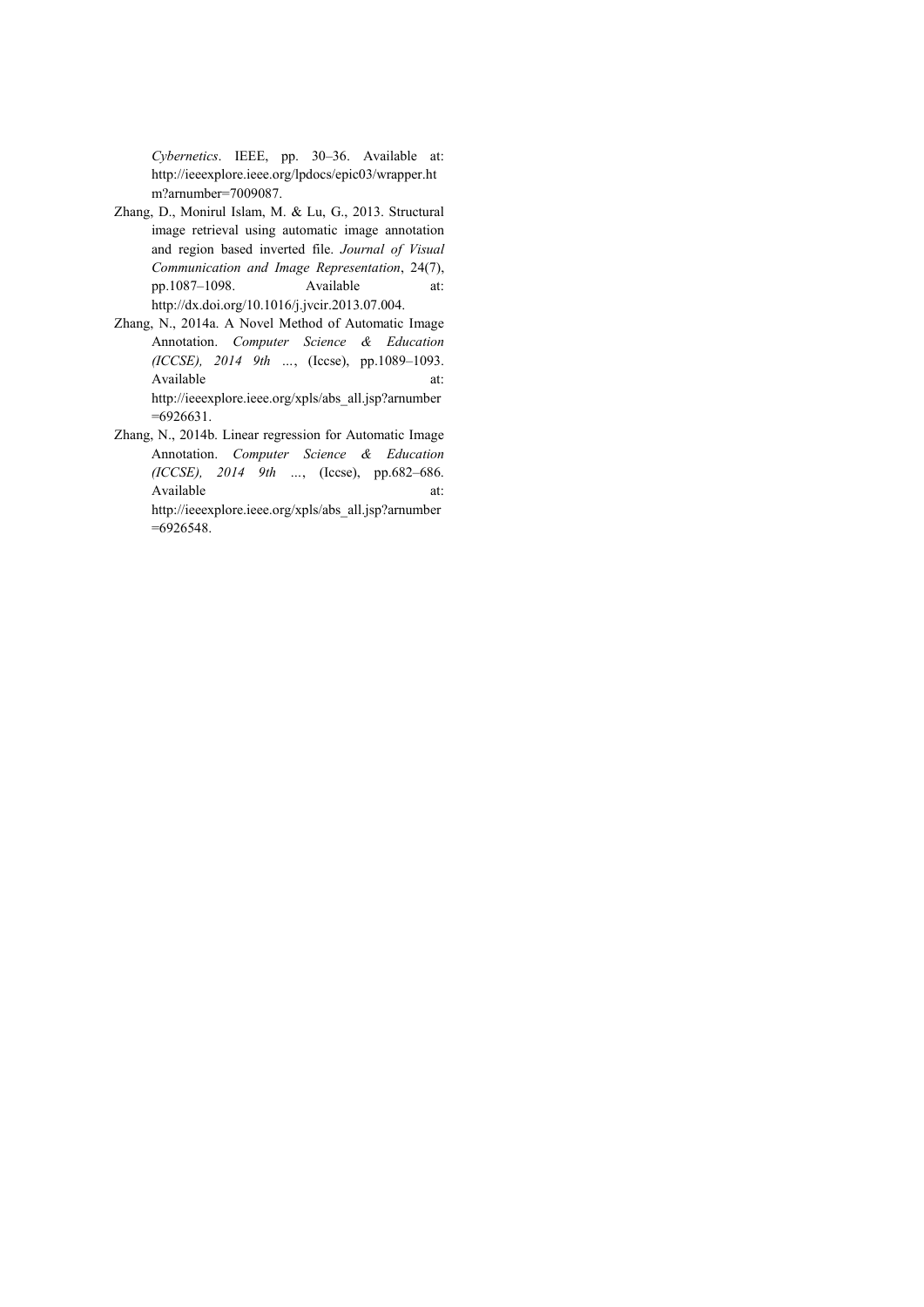*Cybernetics*. IEEE, pp. 30–36. Available at: http://ieeexplore.ieee.org/lpdocs/epic03/wrapper.htm?arnumber=7009087.

Zhang, D., Monirul Islam, M. & Lu, G., 2013. Structural image retrieval using automatic image annotation and region based inverted file. *Journal of Visual Communication and Image Representation*, 24(7), pp.1087–1098. Available at: http://dx.doi.org/10.1016/j.jvcir.2013.07.004.

Zhang, N., 2014a. A Novel Method of Automatic Image Annotation. *Computer Science & Education (ICCSE), 2014 9th …*, (Iccse), pp.1089–1093. Available at: http://ieeexplore.ieee.org/xpls/abs_all.jsp?arnumber=6926631.

Zhang, N., 2014b. Linear regression for Automatic Image Annotation. *Computer Science & Education (ICCSE), 2014 9th …*, (Iccse), pp.682–686. Available at: http://ieeexplore.ieee.org/xpls/abs_all.jsp?arnumber=6926548.